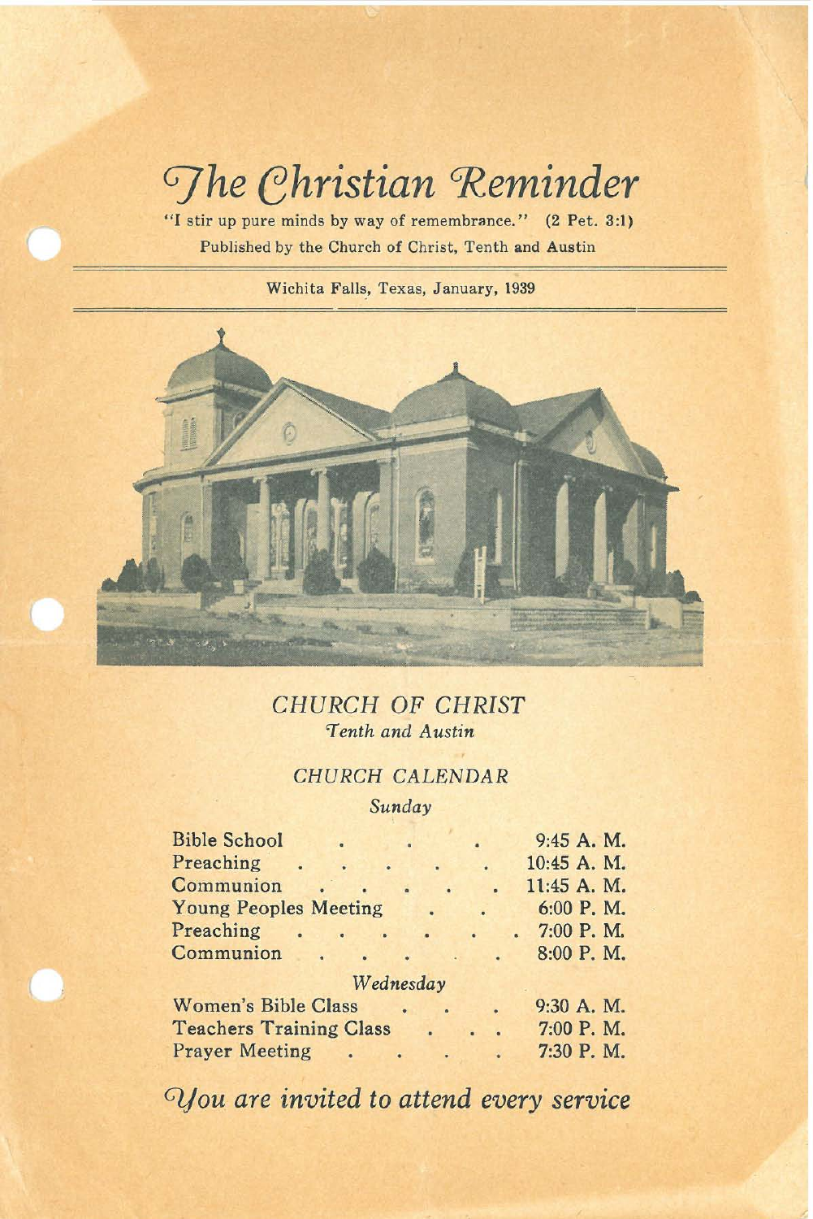# *The Christian Reminder*

"I stir up pure minds by way of remembrance." (2 Pet. 3:1)

Published by the Church of Christ, Tenth and Austin

Wichita Falls, Texas, January, 1939

## *CHURCH OF CHRIST*

*Tenth and Austin*

### *CHURCH CALENDAR*

*Sunday*

| | |
|---|---|
| Bible School | 9:45 A. M. |
| Preaching | 10:45 A. M. |
| Communion | 11:45 A. M. |
| Young Peoples Meeting | 6:00 P. M. |
| Preaching | 7:00 P. M. |
| Communion | 8:00 P. M. |

*Wednesday*

| | |
|---|---|
| Women's Bible Class | 9:30 A. M. |
| Teachers Training Class | 7:00 P. M. |
| Prayer Meeting | 7:30 P. M. |

*You are invited to attend every service*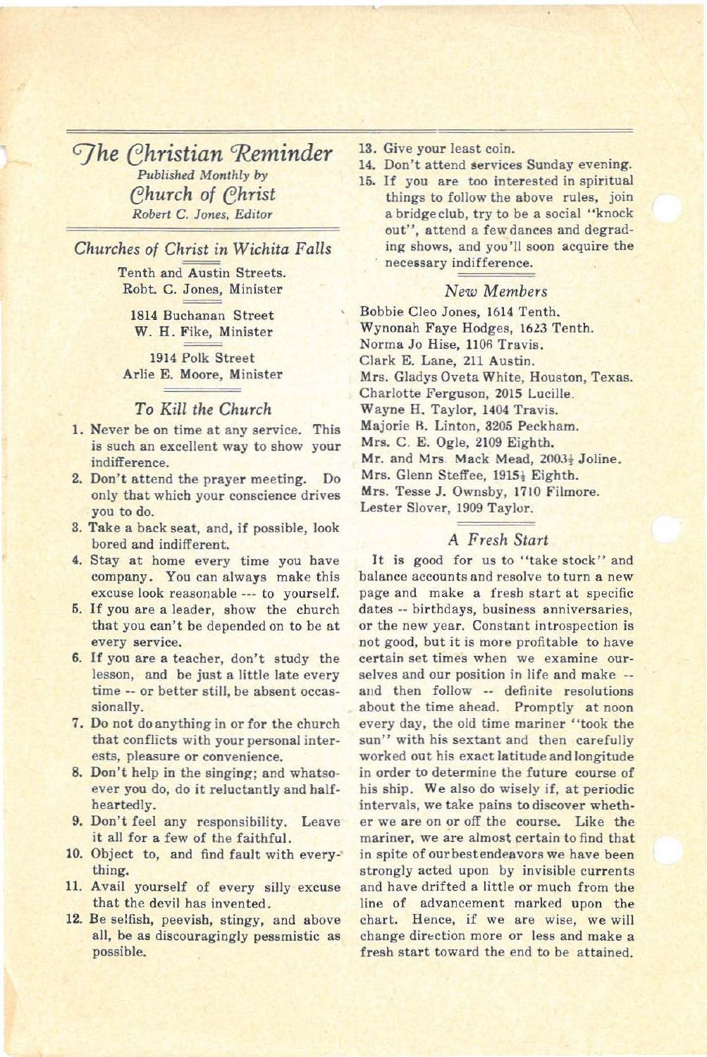# The Christian Reminder

*Published Monthly by*

*Church of Christ*

*Robert C. Jones, Editor*

## *Churches of Christ in Wichita Falls*

Tenth and Austin Streets.
Robt. C. Jones, Minister

1814 Buchanan Street
W. H. Fike, Minister

1914 Polk Street
Arlie E. Moore, Minister

## *To Kill the Church*

1. Never be on time at any service. This is such an excellent way to show your indifference.
2. Don't attend the prayer meeting. Do only that which your conscience drives you to do.
3. Take a back seat, and, if possible, look bored and indifferent.
4. Stay at home every time you have company. You can always make this excuse look reasonable --- to yourself.
5. If you are a leader, show the church that you can't be depended on to be at every service.
6. If you are a teacher, don't study the lesson, and be just a little late every time -- or better still, be absent occassionally.
7. Do not do anything in or for the church that conflicts with your personal interests, pleasure or convenience.
8. Don't help in the singing; and whatsoever you do, do it reluctantly and halfheartedly.
9. Don't feel any responsibility. Leave it all for a few of the faithful.
10. Object to, and find fault with everything.
11. Avail yourself of every silly excuse that the devil has invented.
12. Be selfish, peevish, stingy, and above all, be as discouragingly pessmistic as possible.
13. Give your least coin.
14. Don't attend services Sunday evening.
15. If you are too interested in spiritual things to follow the above rules, join a bridge club, try to be a social "knock out", attend a few dances and degrading shows, and you'll soon acquire the necessary indifference.

## *New Members*

Bobbie Cleo Jones, 1614 Tenth.
Wynonah Faye Hodges, 1623 Tenth.
Norma Jo Hise, 1106 Travis.
Clark E. Lane, 211 Austin.
Mrs. Gladys Oveta White, Houston, Texas.
Charlotte Ferguson, 2015 Lucille.
Wayne H. Taylor, 1404 Travis.
Majorie B. Linton, 3205 Peckham.
Mrs. C. E. Ogle, 2109 Eighth.
Mr. and Mrs. Mack Mead, 2003½ Joline.
Mrs. Glenn Steffee, 1915½ Eighth.
Mrs. Tesse J. Ownsby, 1710 Filmore.
Lester Slover, 1909 Taylor.

## *A Fresh Start*

It is good for us to "take stock" and balance accounts and resolve to turn a new page and make a fresh start at specific dates -- birthdays, business anniversaries, or the new year. Constant introspection is not good, but it is more profitable to have certain set times when we examine ourselves and our position in life and make -- and then follow -- definite resolutions about the time ahead. Promptly at noon every day, the old time mariner "took the sun" with his sextant and then carefully worked out his exact latitude and longitude in order to determine the future course of his ship. We also do wisely if, at periodic intervals, we take pains to discover whether we are on or off the course. Like the mariner, we are almost certain to find that in spite of our best endeavors we have been strongly acted upon by invisible currents and have drifted a little or much from the line of advancement marked upon the chart. Hence, if we are wise, we will change direction more or less and make a fresh start toward the end to be attained.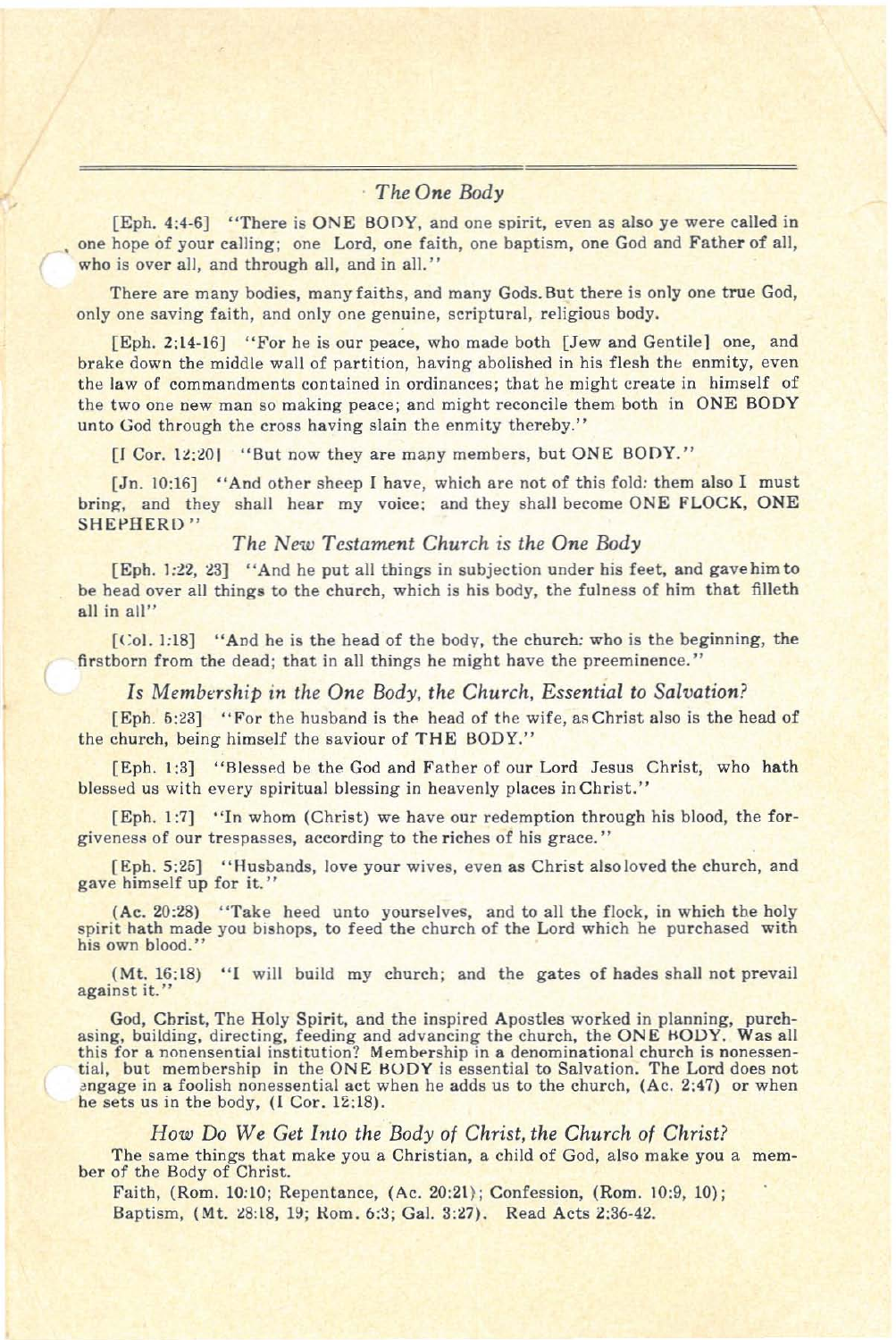## *The One Body*

[Eph. 4:4-6] "There is ONE BODY, and one spirit, even as also ye were called in one hope of your calling; one Lord, one faith, one baptism, one God and Father of all, who is over all, and through all, and in all."

There are many bodies, many faiths, and many Gods. But there is only one true God, only one saving faith, and only one genuine, scriptural, religious body.

[Eph. 2;14-16] "For he is our peace, who made both [Jew and Gentile] one, and brake down the middle wall of partition, having abolished in his flesh the enmity, even the law of commandments contained in ordinances; that he might create in himself of the two one new man so making peace; and might reconcile them both in ONE BODY unto God through the cross having slain the enmity thereby."

[I Cor. 12:20] "But now they are many members, but ONE BODY."

[Jn. 10:16] "And other sheep I have, which are not of this fold: them also I must bring, and they shall hear my voice; and they shall become ONE FLOCK, ONE SHEPHERD"

### *The New Testament Church is the One Body*

[Eph. 1:22, 23] "And he put all things in subjection under his feet, and gave him to be head over all things to the church, which is his body, the fulness of him that filleth all in all"

[Col. 1:18] "And he is the head of the body, the church: who is the beginning, the firstborn from the dead; that in all things he might have the preeminence."

### *Is Membership in the One Body, the Church, Essential to Salvation?*

[Eph. 5:23] "For the husband is the head of the wife, as Christ also is the head of the church, being himself the saviour of THE BODY."

[Eph. 1:3] "Blessed be the God and Father of our Lord Jesus Christ, who hath blessed us with every spiritual blessing in heavenly places in Christ."

[Eph. 1:7] "In whom (Christ) we have our redemption through his blood, the forgiveness of our trespasses, according to the riches of his grace."

[Eph. 5:25] "Husbands, love your wives, even as Christ also loved the church, and gave himself up for it."

(Ac. 20:28) "Take heed unto yourselves, and to all the flock, in which the holy spirit hath made you bishops, to feed the church of the Lord which he purchased with his own blood."

(Mt. 16:18) "I will build my church; and the gates of hades shall not prevail against it."

God, Christ, The Holy Spirit, and the inspired Apostles worked in planning, purchasing, building, directing, feeding and advancing the church, the ONE BODY. Was all this for a nonensential institution? Membership in a denominational church is nonessential, but membership in the ONE BODY is essential to Salvation. The Lord does not engage in a foolish nonessential act when he adds us to the church, (Ac. 2:47) or when he sets us in the body, (I Cor. 12:18).

### *How Do We Get Into the Body of Christ, the Church of Christ?*

The same things that make you a Christian, a child of God, also make you a member of the Body of Christ.

Faith, (Rom. 10:10; Repentance, (Ac. 20:21); Confession, (Rom. 10:9, 10); Baptism, (Mt. 28:18, 19; Rom. 6:3; Gal. 3:27). Read Acts 2:36-42.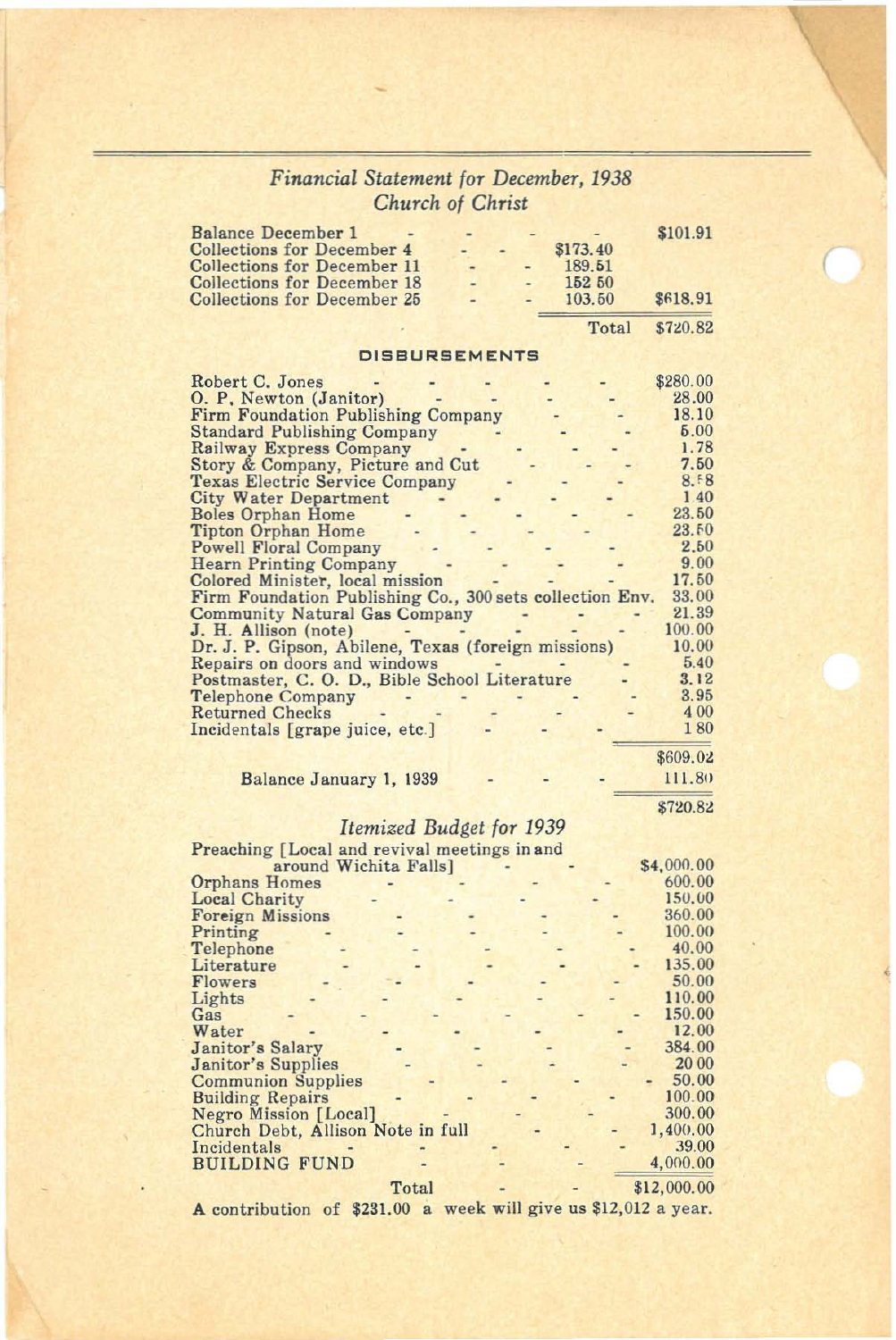## *Financial Statement for December, 1938*
### *Church of Christ*

| | | |
|---|---|---|
| Balance December 1 | | $101.91 |
| Collections for December 4 | $173.40 | |
| Collections for December 11 | 189.51 | |
| Collections for December 18 | 152 50 | |
| Collections for December 25 | 103.50 | $618.91 |
| | Total | $720.82 |

**DISBURSEMENTS**

| | |
|---|---|
| Robert C. Jones | $280.00 |
| O. P. Newton (Janitor) | 28.00 |
| Firm Foundation Publishing Company | 18.10 |
| Standard Publishing Company | 5.00 |
| Railway Express Company | 1.78 |
| Story & Company, Picture and Cut | 7.50 |
| Texas Electric Service Company | 8.58 |
| City Water Department | 1 40 |
| Boles Orphan Home | 23.50 |
| Tipton Orphan Home | 23.50 |
| Powell Floral Company | 2.50 |
| Hearn Printing Company | 9.00 |
| Colored Minister, local mission | 17.50 |
| Firm Foundation Publishing Co., 300 sets collection Env. | 33.00 |
| Community Natural Gas Company | 21.39 |
| J. H. Allison (note) | 100.00 |
| Dr. J. P. Gipson, Abilene, Texas (foreign missions) | 10.00 |
| Repairs on doors and windows | 5.40 |
| Postmaster, C. O. D., Bible School Literature | 3.12 |
| Telephone Company | 3.95 |
| Returned Checks | 4 00 |
| Incidentals [grape juice, etc.] | 1 80 |
| | $609.02 |
| Balance January 1, 1939 | 111.80 |
| | $720.82 |

## *Itemized Budget for 1939*

| | |
|---|---|
| Preaching [Local and revival meetings in and around Wichita Falls] | $4,000.00 |
| Orphans Homes | 600.00 |
| Local Charity | 150.00 |
| Foreign Missions | 360.00 |
| Printing | 100.00 |
| Telephone | 40.00 |
| Literature | 135.00 |
| Flowers | 50.00 |
| Lights | 110.00 |
| Gas | 150.00 |
| Water | 12.00 |
| Janitor's Salary | 384.00 |
| Janitor's Supplies | 20 00 |
| Communion Supplies | 50.00 |
| Building Repairs | 100.00 |
| Negro Mission [Local] | 300.00 |
| Church Debt, Allison Note in full | 1,400.00 |
| Incidentals | 39.00 |
| BUILDING FUND | 4,000.00 |
| Total | $12,000.00 |

A contribution of $231.00 a week will give us $12,012 a year.